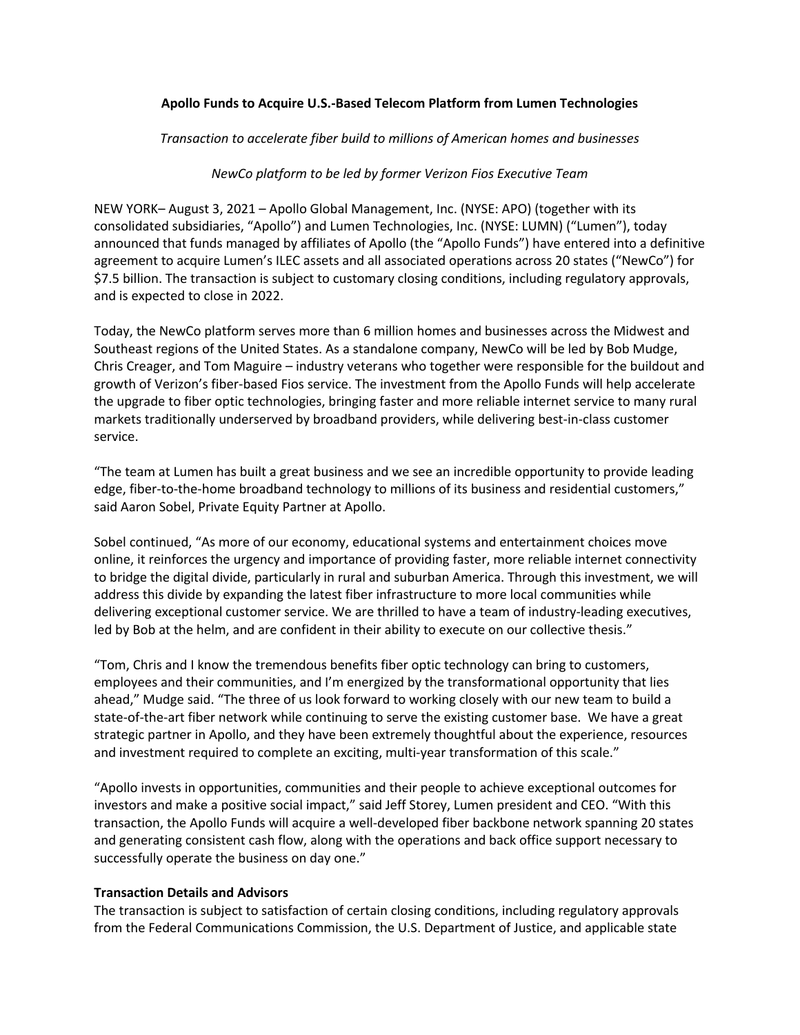**Apollo Funds to Acquire U.S.-Based Telecom Platform from Lumen Technologies**

*Transaction to accelerate fiber build to millions of American homes and businesses*

*NewCo platform to be led by former Verizon Fios Executive Team*

NEW YORK– August 3, 2021 – Apollo Global Management, Inc. (NYSE: APO) (together with its consolidated subsidiaries, "Apollo") and Lumen Technologies, Inc. (NYSE: LUMN) ("Lumen"), today announced that funds managed by affiliates of Apollo (the "Apollo Funds") have entered into a definitive agreement to acquire Lumen's ILEC assets and all associated operations across 20 states ("NewCo") for $7.5 billion. The transaction is subject to customary closing conditions, including regulatory approvals, and is expected to close in 2022.

Today, the NewCo platform serves more than 6 million homes and businesses across the Midwest and Southeast regions of the United States. As a standalone company, NewCo will be led by Bob Mudge, Chris Creager, and Tom Maguire – industry veterans who together were responsible for the buildout and growth of Verizon's fiber-based Fios service. The investment from the Apollo Funds will help accelerate the upgrade to fiber optic technologies, bringing faster and more reliable internet service to many rural markets traditionally underserved by broadband providers, while delivering best-in-class customer service.

"The team at Lumen has built a great business and we see an incredible opportunity to provide leading edge, fiber-to-the-home broadband technology to millions of its business and residential customers," said Aaron Sobel, Private Equity Partner at Apollo.

Sobel continued, "As more of our economy, educational systems and entertainment choices move online, it reinforces the urgency and importance of providing faster, more reliable internet connectivity to bridge the digital divide, particularly in rural and suburban America. Through this investment, we will address this divide by expanding the latest fiber infrastructure to more local communities while delivering exceptional customer service. We are thrilled to have a team of industry-leading executives, led by Bob at the helm, and are confident in their ability to execute on our collective thesis."

"Tom, Chris and I know the tremendous benefits fiber optic technology can bring to customers, employees and their communities, and I'm energized by the transformational opportunity that lies ahead," Mudge said. "The three of us look forward to working closely with our new team to build a state-of-the-art fiber network while continuing to serve the existing customer base. We have a great strategic partner in Apollo, and they have been extremely thoughtful about the experience, resources and investment required to complete an exciting, multi-year transformation of this scale."

"Apollo invests in opportunities, communities and their people to achieve exceptional outcomes for investors and make a positive social impact," said Jeff Storey, Lumen president and CEO. "With this transaction, the Apollo Funds will acquire a well-developed fiber backbone network spanning 20 states and generating consistent cash flow, along with the operations and back office support necessary to successfully operate the business on day one."

**Transaction Details and Advisors**

The transaction is subject to satisfaction of certain closing conditions, including regulatory approvals from the Federal Communications Commission, the U.S. Department of Justice, and applicable state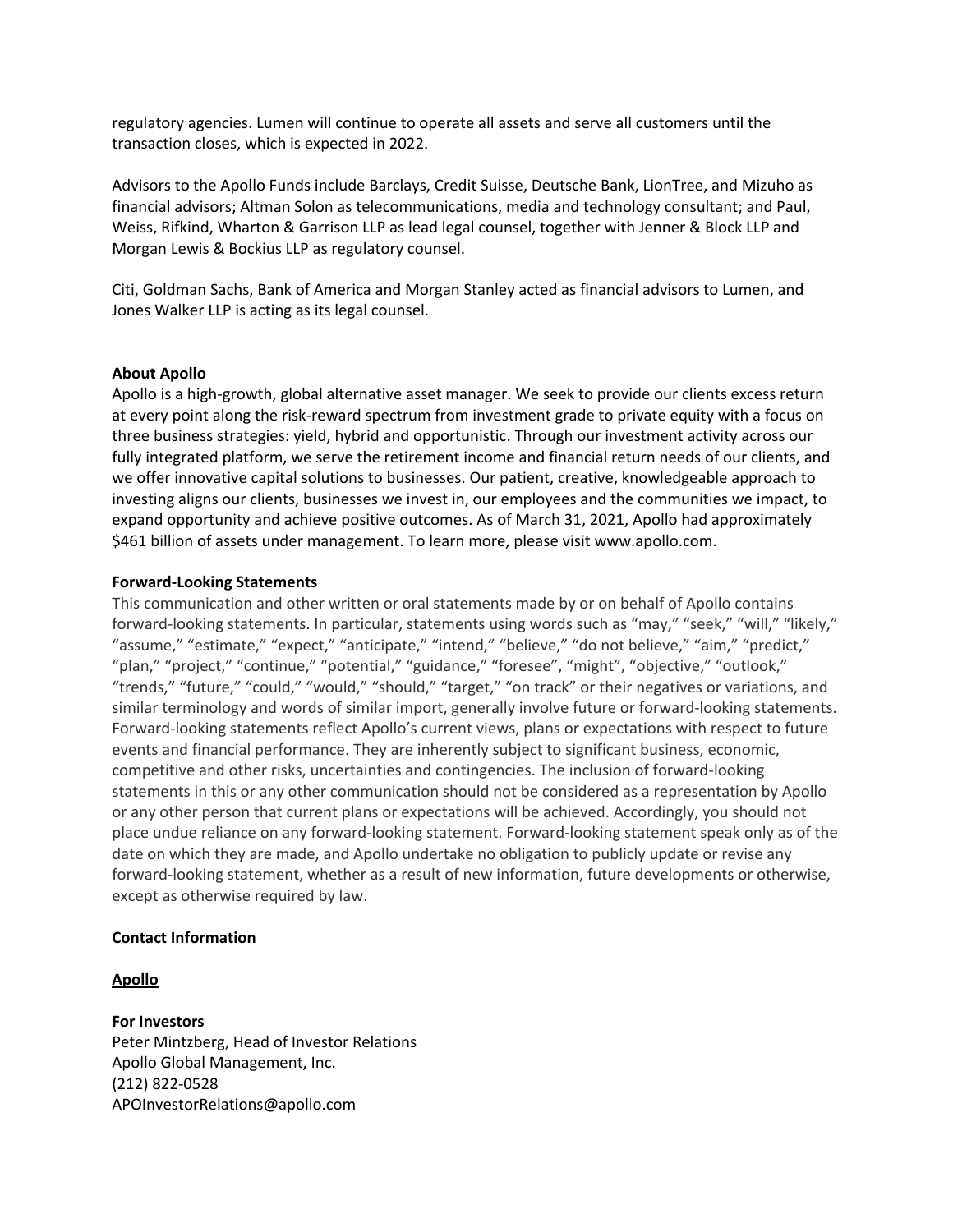regulatory agencies. Lumen will continue to operate all assets and serve all customers until the transaction closes, which is expected in 2022.

Advisors to the Apollo Funds include Barclays, Credit Suisse, Deutsche Bank, LionTree, and Mizuho as financial advisors; Altman Solon as telecommunications, media and technology consultant; and Paul, Weiss, Rifkind, Wharton & Garrison LLP as lead legal counsel, together with Jenner & Block LLP and Morgan Lewis & Bockius LLP as regulatory counsel.

Citi, Goldman Sachs, Bank of America and Morgan Stanley acted as financial advisors to Lumen, and Jones Walker LLP is acting as its legal counsel.

**About Apollo**

Apollo is a high-growth, global alternative asset manager. We seek to provide our clients excess return at every point along the risk-reward spectrum from investment grade to private equity with a focus on three business strategies: yield, hybrid and opportunistic. Through our investment activity across our fully integrated platform, we serve the retirement income and financial return needs of our clients, and we offer innovative capital solutions to businesses. Our patient, creative, knowledgeable approach to investing aligns our clients, businesses we invest in, our employees and the communities we impact, to expand opportunity and achieve positive outcomes. As of March 31, 2021, Apollo had approximately $461 billion of assets under management. To learn more, please visit www.apollo.com.

**Forward-Looking Statements**

This communication and other written or oral statements made by or on behalf of Apollo contains forward-looking statements. In particular, statements using words such as "may," "seek," "will," "likely," "assume," "estimate," "expect," "anticipate," "intend," "believe," "do not believe," "aim," "predict," "plan," "project," "continue," "potential," "guidance," "foresee", "might", "objective," "outlook," "trends," "future," "could," "would," "should," "target," "on track" or their negatives or variations, and similar terminology and words of similar import, generally involve future or forward-looking statements. Forward-looking statements reflect Apollo's current views, plans or expectations with respect to future events and financial performance. They are inherently subject to significant business, economic, competitive and other risks, uncertainties and contingencies. The inclusion of forward-looking statements in this or any other communication should not be considered as a representation by Apollo or any other person that current plans or expectations will be achieved. Accordingly, you should not place undue reliance on any forward-looking statement. Forward-looking statement speak only as of the date on which they are made, and Apollo undertake no obligation to publicly update or revise any forward-looking statement, whether as a result of new information, future developments or otherwise, except as otherwise required by law.

**Contact Information**

**Apollo**

**For Investors**

Peter Mintzberg, Head of Investor Relations
Apollo Global Management, Inc.
(212) 822-0528
APOInvestorRelations@apollo.com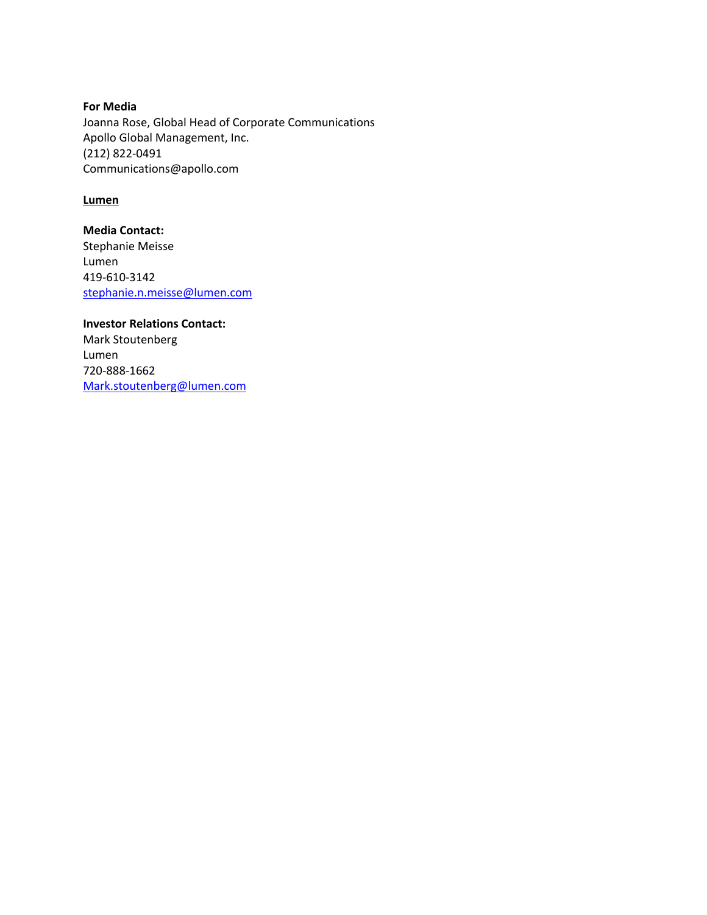**For Media**
Joanna Rose, Global Head of Corporate Communications
Apollo Global Management, Inc.
(212) 822-0491
Communications@apollo.com

**Lumen**

**Media Contact:**
Stephanie Meisse
Lumen
419-610-3142
stephanie.n.meisse@lumen.com

**Investor Relations Contact:**
Mark Stoutenberg
Lumen
720-888-1662
Mark.stoutenberg@lumen.com